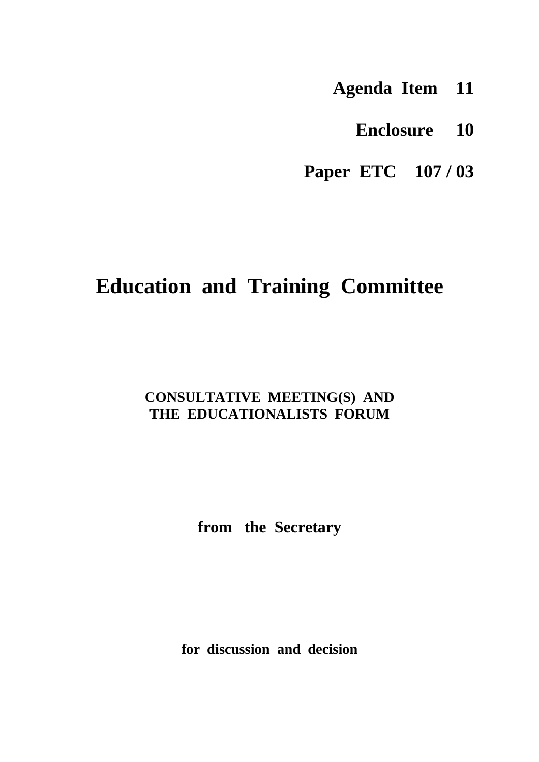**Agenda Item 11**

**Enclosure 10**

**Paper ETC 107 / 03**

# Education and Training Committee

**CONSULTATIVE MEETING(S) AND THE EDUCATIONALISTS FORUM**

**from the Secretary**

**for discussion and decision**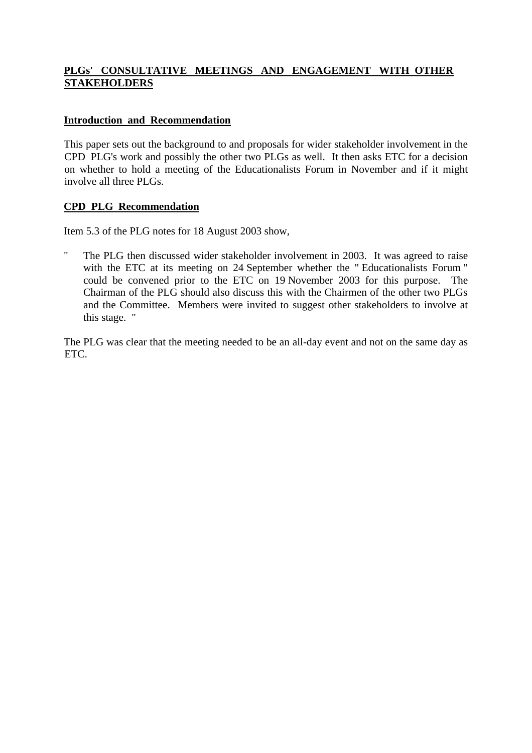## PLGs' CONSULTATIVE MEETINGS AND ENGAGEMENT WITH OTHER STAKEHOLDERS

### Introduction and Recommendation

This paper sets out the background to and proposals for wider stakeholder involvement in the CPD PLG's work and possibly the other two PLGs as well. It then asks ETC for a decision on whether to hold a meeting of the Educationalists Forum in November and if it might involve all three PLGs.

### CPD PLG Recommendation

Item 5.3 of the PLG notes for 18 August 2003 show,

> " The PLG then discussed wider stakeholder involvement in 2003. It was agreed to raise with the ETC at its meeting on 24 September whether the " Educationalists Forum " could be convened prior to the ETC on 19 November 2003 for this purpose. The Chairman of the PLG should also discuss this with the Chairmen of the other two PLGs and the Committee. Members were invited to suggest other stakeholders to involve at this stage. "

The PLG was clear that the meeting needed to be an all-day event and not on the same day as ETC.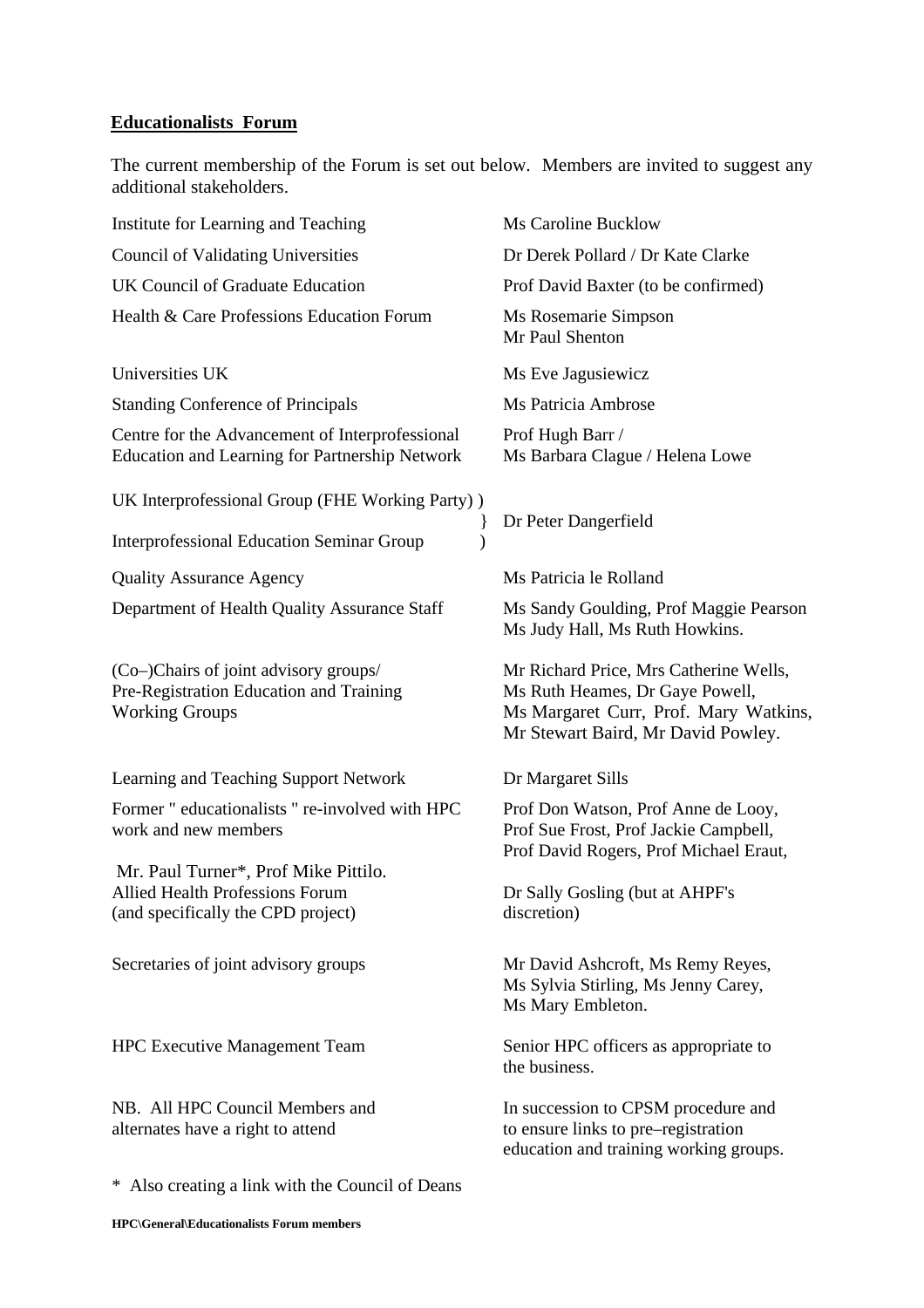**Educationalists Forum**

The current membership of the Forum is set out below. Members are invited to suggest any additional stakeholders.

| | |
|---|---|
| Institute for Learning and Teaching | Ms Caroline Bucklow |
| Council of Validating Universities | Dr Derek Pollard / Dr Kate Clarke |
| UK Council of Graduate Education | Prof David Baxter (to be confirmed) |
| Health & Care Professions Education Forum | Ms Rosemarie Simpson<br>Mr Paul Shenton |
| Universities UK | Ms Eve Jagusiewicz |
| Standing Conference of Principals | Ms Patricia Ambrose |
| Centre for the Advancement of Interprofessional Education and Learning for Partnership Network | Prof Hugh Barr /<br>Ms Barbara Clague / Helena Lowe |
| UK Interprofessional Group (FHE Working Party) )<br>Interprofessional Education Seminar Group ) | } Dr Peter Dangerfield |
| Quality Assurance Agency | Ms Patricia le Rolland |
| Department of Health Quality Assurance Staff | Ms Sandy Goulding, Prof Maggie Pearson<br>Ms Judy Hall, Ms Ruth Howkins. |
| (Co–)Chairs of joint advisory groups/ Pre-Registration Education and Training Working Groups | Mr Richard Price, Mrs Catherine Wells,<br>Ms Ruth Heames, Dr Gaye Powell,<br>Ms Margaret Curr, Prof. Mary Watkins,<br>Mr Stewart Baird, Mr David Powley. |
| Learning and Teaching Support Network | Dr Margaret Sills |
| Former " educationalists " re-involved with HPC work and new members | Prof Don Watson, Prof Anne de Looy,<br>Prof Sue Frost, Prof Jackie Campbell,<br>Prof David Rogers, Prof Michael Eraut, |
| Mr. Paul Turner*, Prof Mike Pittilo.<br>Allied Health Professions Forum (and specifically the CPD project) | Dr Sally Gosling (but at AHPF's discretion) |
| Secretaries of joint advisory groups | Mr David Ashcroft, Ms Remy Reyes,<br>Ms Sylvia Stirling, Ms Jenny Carey,<br>Ms Mary Embleton. |
| HPC Executive Management Team | Senior HPC officers as appropriate to the business. |
| NB. All HPC Council Members and alternates have a right to attend | In succession to CPSM procedure and to ensure links to pre–registration education and training working groups. |

\* Also creating a link with the Council of Deans

HPC\General\Educationalists Forum members